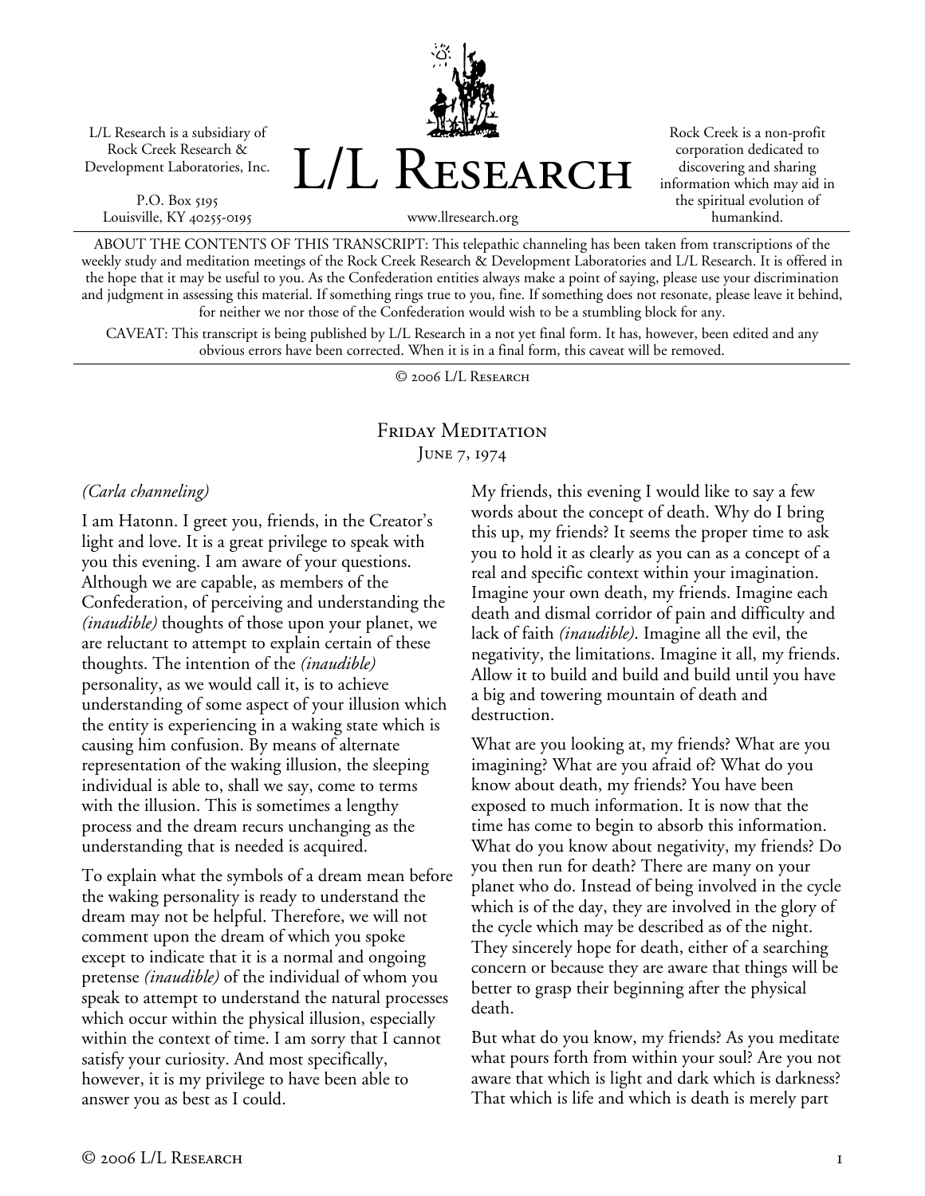L/L Research is a subsidiary of Rock Creek Research & Development Laboratories, Inc.

P.O. Box 5195
Louisville, KY 40255-0195

# L/L Research

www.llresearch.org

Rock Creek is a non-profit corporation dedicated to discovering and sharing information which may aid in the spiritual evolution of humankind.

ABOUT THE CONTENTS OF THIS TRANSCRIPT: This telepathic channeling has been taken from transcriptions of the weekly study and meditation meetings of the Rock Creek Research & Development Laboratories and L/L Research. It is offered in the hope that it may be useful to you. As the Confederation entities always make a point of saying, please use your discrimination and judgment in assessing this material. If something rings true to you, fine. If something does not resonate, please leave it behind, for neither we nor those of the Confederation would wish to be a stumbling block for any.

CAVEAT: This transcript is being published by L/L Research in a not yet final form. It has, however, been edited and any obvious errors have been corrected. When it is in a final form, this caveat will be removed.

© 2006 L/L Research

## Friday Meditation
June 7, 1974

*(Carla channeling)*

I am Hatonn. I greet you, friends, in the Creator's light and love. It is a great privilege to speak with you this evening. I am aware of your questions. Although we are capable, as members of the Confederation, of perceiving and understanding the *(inaudible)* thoughts of those upon your planet, we are reluctant to attempt to explain certain of these thoughts. The intention of the *(inaudible)* personality, as we would call it, is to achieve understanding of some aspect of your illusion which the entity is experiencing in a waking state which is causing him confusion. By means of alternate representation of the waking illusion, the sleeping individual is able to, shall we say, come to terms with the illusion. This is sometimes a lengthy process and the dream recurs unchanging as the understanding that is needed is acquired.

To explain what the symbols of a dream mean before the waking personality is ready to understand the dream may not be helpful. Therefore, we will not comment upon the dream of which you spoke except to indicate that it is a normal and ongoing pretense *(inaudible)* of the individual of whom you speak to attempt to understand the natural processes which occur within the physical illusion, especially within the context of time. I am sorry that I cannot satisfy your curiosity. And most specifically, however, it is my privilege to have been able to answer you as best as I could.

My friends, this evening I would like to say a few words about the concept of death. Why do I bring this up, my friends? It seems the proper time to ask you to hold it as clearly as you can as a concept of a real and specific context within your imagination. Imagine your own death, my friends. Imagine each death and dismal corridor of pain and difficulty and lack of faith *(inaudible)*. Imagine all the evil, the negativity, the limitations. Imagine it all, my friends. Allow it to build and build and build until you have a big and towering mountain of death and destruction.

What are you looking at, my friends? What are you imagining? What are you afraid of? What do you know about death, my friends? You have been exposed to much information. It is now that the time has come to begin to absorb this information. What do you know about negativity, my friends? Do you then run for death? There are many on your planet who do. Instead of being involved in the cycle which is of the day, they are involved in the glory of the cycle which may be described as of the night. They sincerely hope for death, either of a searching concern or because they are aware that things will be better to grasp their beginning after the physical death.

But what do you know, my friends? As you meditate what pours forth from within your soul? Are you not aware that which is light and dark which is darkness? That which is life and which is death is merely part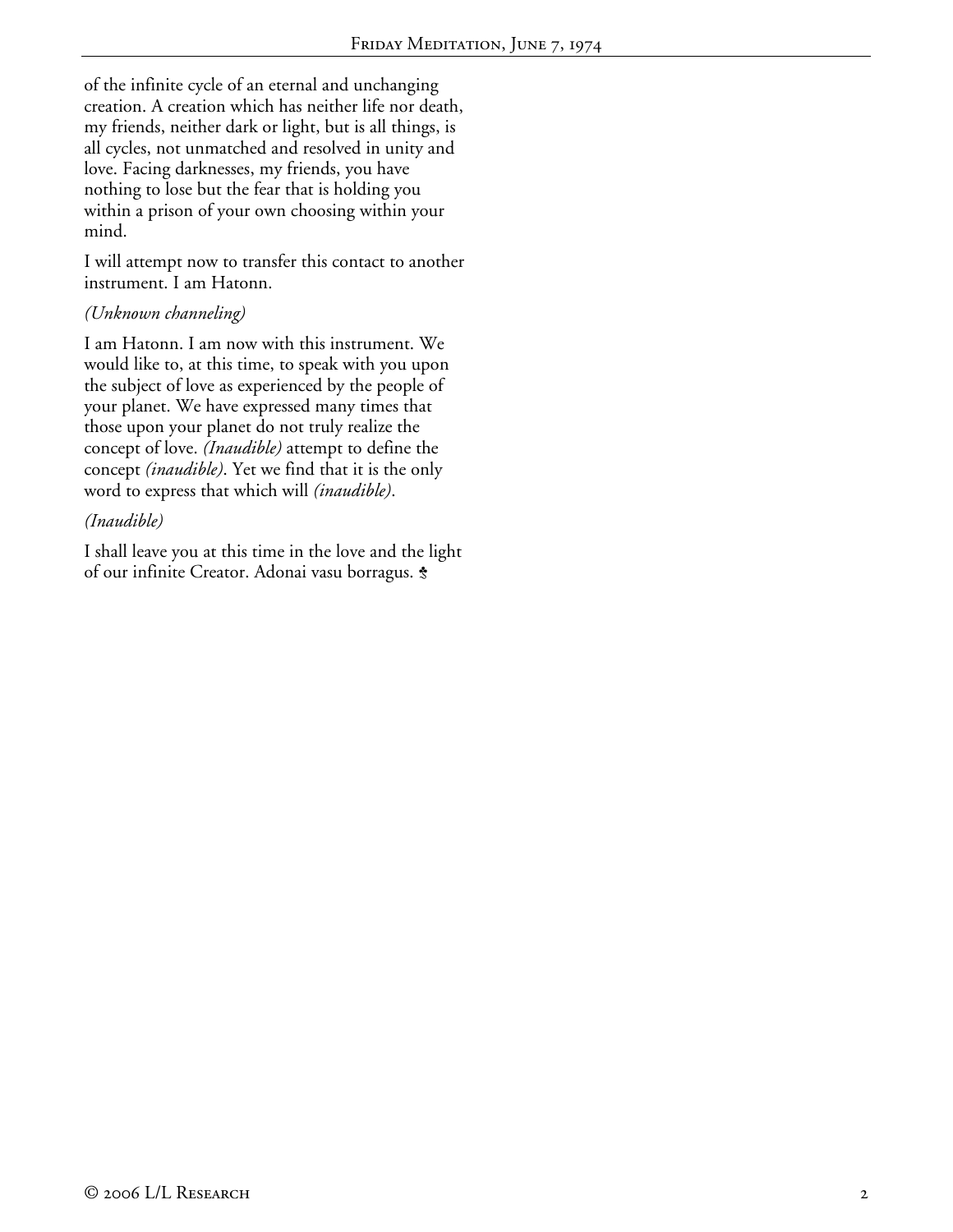of the infinite cycle of an eternal and unchanging creation. A creation which has neither life nor death, my friends, neither dark or light, but is all things, is all cycles, not unmatched and resolved in unity and love. Facing darknesses, my friends, you have nothing to lose but the fear that is holding you within a prison of your own choosing within your mind.

I will attempt now to transfer this contact to another instrument. I am Hatonn.

*(Unknown channeling)*

I am Hatonn. I am now with this instrument. We would like to, at this time, to speak with you upon the subject of love as experienced by the people of your planet. We have expressed many times that those upon your planet do not truly realize the concept of love. *(Inaudible)* attempt to define the concept *(inaudible)*. Yet we find that it is the only word to express that which will *(inaudible)*.

*(Inaudible)*

I shall leave you at this time in the love and the light of our infinite Creator. Adonai vasu borragus.